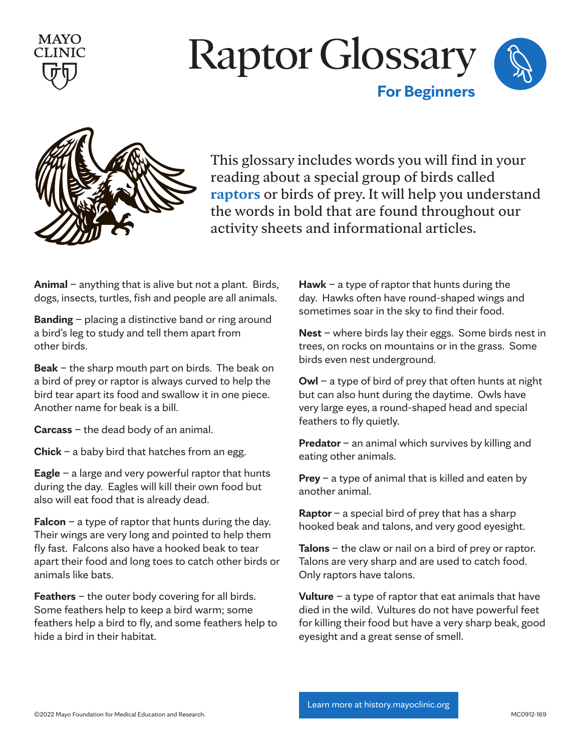# Raptor Glossary

## For Beginners

This glossary includes words you will find in your reading about a special group of birds called **raptors** or birds of prey. It will help you understand the words in bold that are found throughout our activity sheets and informational articles.

**Animal** – anything that is alive but not a plant. Birds, dogs, insects, turtles, fish and people are all animals.

**Banding** – placing a distinctive band or ring around a bird's leg to study and tell them apart from other birds.

**Beak** – the sharp mouth part on birds. The beak on a bird of prey or raptor is always curved to help the bird tear apart its food and swallow it in one piece. Another name for beak is a bill.

**Carcass** – the dead body of an animal.

**Chick** – a baby bird that hatches from an egg.

**Eagle** – a large and very powerful raptor that hunts during the day. Eagles will kill their own food but also will eat food that is already dead.

**Falcon** – a type of raptor that hunts during the day. Their wings are very long and pointed to help them fly fast. Falcons also have a hooked beak to tear apart their food and long toes to catch other birds or animals like bats.

**Feathers** – the outer body covering for all birds. Some feathers help to keep a bird warm; some feathers help a bird to fly, and some feathers help to hide a bird in their habitat.

**Hawk** – a type of raptor that hunts during the day. Hawks often have round-shaped wings and sometimes soar in the sky to find their food.

**Nest** – where birds lay their eggs. Some birds nest in trees, on rocks on mountains or in the grass. Some birds even nest underground.

**Owl** – a type of bird of prey that often hunts at night but can also hunt during the daytime. Owls have very large eyes, a round-shaped head and special feathers to fly quietly.

**Predator** – an animal which survives by killing and eating other animals.

**Prey** – a type of animal that is killed and eaten by another animal.

**Raptor** – a special bird of prey that has a sharp hooked beak and talons, and very good eyesight.

**Talons** – the claw or nail on a bird of prey or raptor. Talons are very sharp and are used to catch food. Only raptors have talons.

**Vulture** – a type of raptor that eat animals that have died in the wild. Vultures do not have powerful feet for killing their food but have a very sharp beak, good eyesight and a great sense of smell.

Learn more at history.mayoclinic.org

©2022 Mayo Foundation for Medical Education and Research.

MC0912-169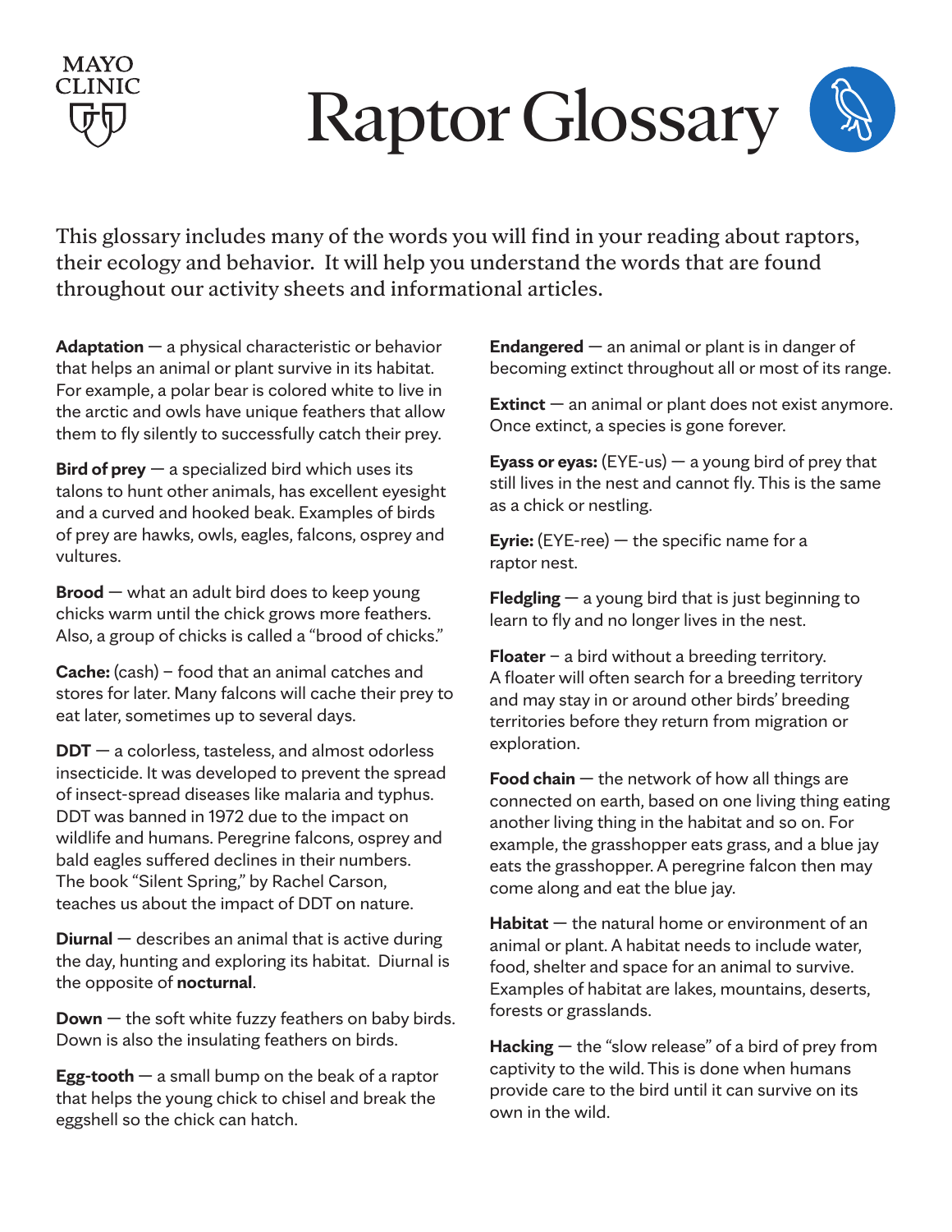# Raptor Glossary

This glossary includes many of the words you will find in your reading about raptors, their ecology and behavior. It will help you understand the words that are found throughout our activity sheets and informational articles.

**Adaptation** — a physical characteristic or behavior that helps an animal or plant survive in its habitat. For example, a polar bear is colored white to live in the arctic and owls have unique feathers that allow them to fly silently to successfully catch their prey.

**Bird of prey** — a specialized bird which uses its talons to hunt other animals, has excellent eyesight and a curved and hooked beak. Examples of birds of prey are hawks, owls, eagles, falcons, osprey and vultures.

**Brood** — what an adult bird does to keep young chicks warm until the chick grows more feathers. Also, a group of chicks is called a "brood of chicks."

**Cache:** (cash) – food that an animal catches and stores for later. Many falcons will cache their prey to eat later, sometimes up to several days.

**DDT** — a colorless, tasteless, and almost odorless insecticide. It was developed to prevent the spread of insect-spread diseases like malaria and typhus. DDT was banned in 1972 due to the impact on wildlife and humans. Peregrine falcons, osprey and bald eagles suffered declines in their numbers. The book "Silent Spring," by Rachel Carson, teaches us about the impact of DDT on nature.

**Diurnal** — describes an animal that is active during the day, hunting and exploring its habitat. Diurnal is the opposite of **nocturnal**.

**Down** — the soft white fuzzy feathers on baby birds. Down is also the insulating feathers on birds.

**Egg-tooth** — a small bump on the beak of a raptor that helps the young chick to chisel and break the eggshell so the chick can hatch.

**Endangered** — an animal or plant is in danger of becoming extinct throughout all or most of its range.

**Extinct** — an animal or plant does not exist anymore. Once extinct, a species is gone forever.

**Eyass or eyas:** (EYE-us) — a young bird of prey that still lives in the nest and cannot fly. This is the same as a chick or nestling.

**Eyrie:** (EYE-ree) — the specific name for a raptor nest.

**Fledgling** — a young bird that is just beginning to learn to fly and no longer lives in the nest.

**Floater** – a bird without a breeding territory. A floater will often search for a breeding territory and may stay in or around other birds' breeding territories before they return from migration or exploration.

**Food chain** — the network of how all things are connected on earth, based on one living thing eating another living thing in the habitat and so on. For example, the grasshopper eats grass, and a blue jay eats the grasshopper. A peregrine falcon then may come along and eat the blue jay.

**Habitat** — the natural home or environment of an animal or plant. A habitat needs to include water, food, shelter and space for an animal to survive. Examples of habitat are lakes, mountains, deserts, forests or grasslands.

**Hacking** — the "slow release" of a bird of prey from captivity to the wild. This is done when humans provide care to the bird until it can survive on its own in the wild.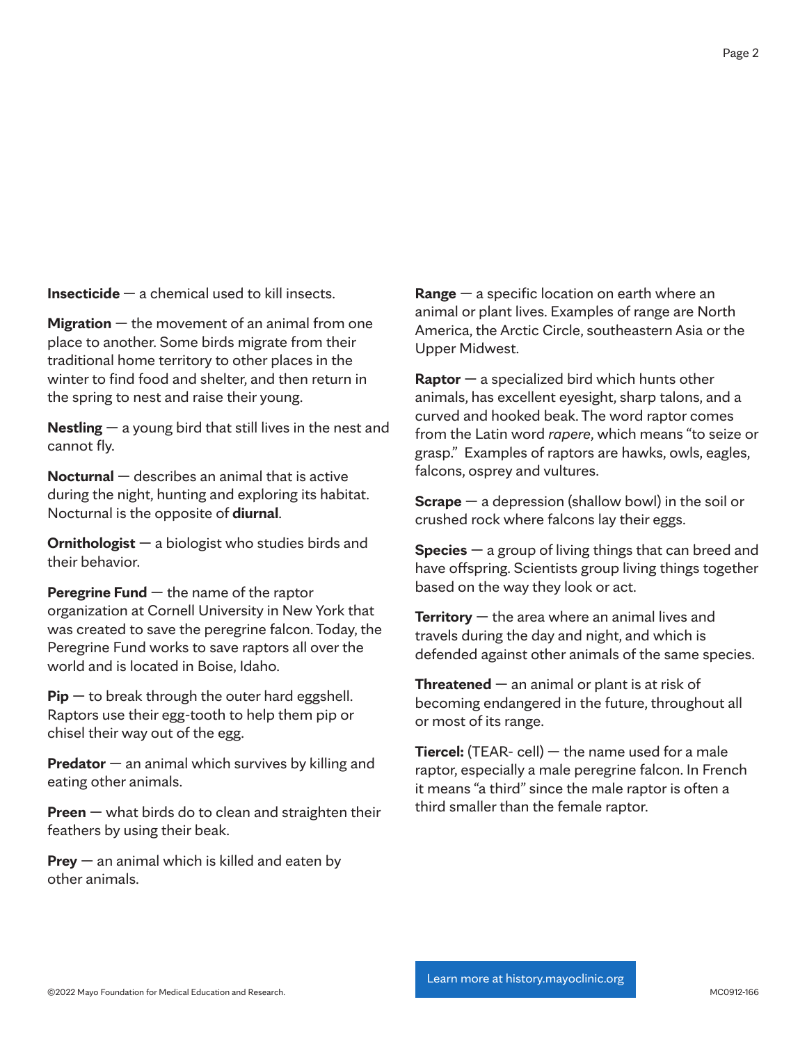**Insecticide** — a chemical used to kill insects.

**Migration** — the movement of an animal from one place to another. Some birds migrate from their traditional home territory to other places in the winter to find food and shelter, and then return in the spring to nest and raise their young.

**Nestling** — a young bird that still lives in the nest and cannot fly.

**Nocturnal** — describes an animal that is active during the night, hunting and exploring its habitat. Nocturnal is the opposite of **diurnal**.

**Ornithologist** — a biologist who studies birds and their behavior.

**Peregrine Fund** — the name of the raptor organization at Cornell University in New York that was created to save the peregrine falcon. Today, the Peregrine Fund works to save raptors all over the world and is located in Boise, Idaho.

**Pip** — to break through the outer hard eggshell. Raptors use their egg-tooth to help them pip or chisel their way out of the egg.

**Predator** — an animal which survives by killing and eating other animals.

**Preen** — what birds do to clean and straighten their feathers by using their beak.

**Prey** — an animal which is killed and eaten by other animals.

**Range** — a specific location on earth where an animal or plant lives. Examples of range are North America, the Arctic Circle, southeastern Asia or the Upper Midwest.

**Raptor** — a specialized bird which hunts other animals, has excellent eyesight, sharp talons, and a curved and hooked beak. The word raptor comes from the Latin word *rapere*, which means "to seize or grasp." Examples of raptors are hawks, owls, eagles, falcons, osprey and vultures.

**Scrape** — a depression (shallow bowl) in the soil or crushed rock where falcons lay their eggs.

**Species** — a group of living things that can breed and have offspring. Scientists group living things together based on the way they look or act.

**Territory** — the area where an animal lives and travels during the day and night, and which is defended against other animals of the same species.

**Threatened** — an animal or plant is at risk of becoming endangered in the future, throughout all or most of its range.

**Tiercel:** (TEAR- cell) — the name used for a male raptor, especially a male peregrine falcon. In French it means "a third" since the male raptor is often a third smaller than the female raptor.

Learn more at history.mayoclinic.org

©2022 Mayo Foundation for Medical Education and Research.

MC0912-166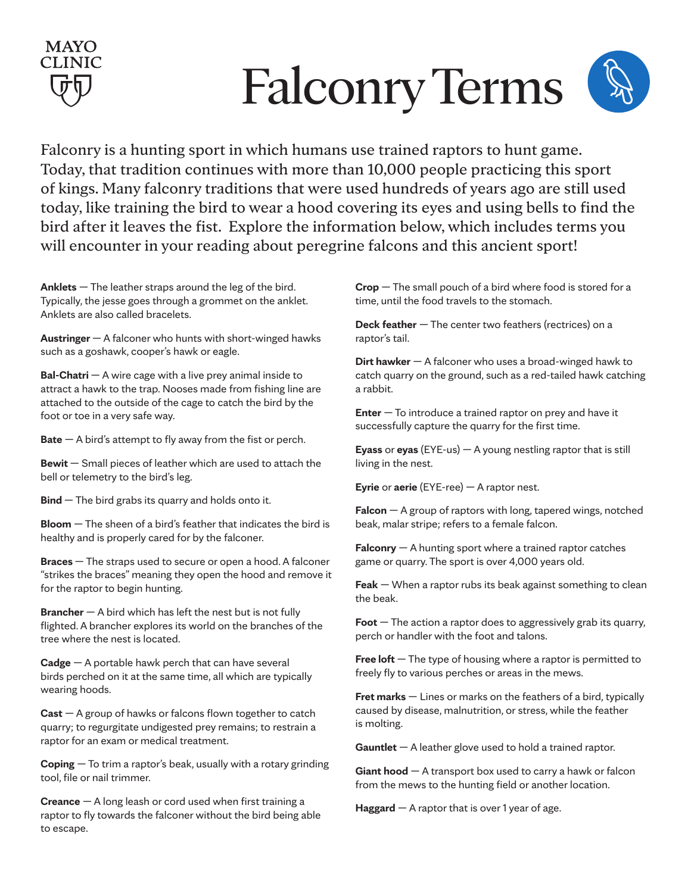# Falconry Terms

Falconry is a hunting sport in which humans use trained raptors to hunt game. Today, that tradition continues with more than 10,000 people practicing this sport of kings. Many falconry traditions that were used hundreds of years ago are still used today, like training the bird to wear a hood covering its eyes and using bells to find the bird after it leaves the fist. Explore the information below, which includes terms you will encounter in your reading about peregrine falcons and this ancient sport!

**Anklets** — The leather straps around the leg of the bird. Typically, the jesse goes through a grommet on the anklet. Anklets are also called bracelets.

**Austringer** — A falconer who hunts with short-winged hawks such as a goshawk, cooper's hawk or eagle.

**Bal-Chatri** — A wire cage with a live prey animal inside to attract a hawk to the trap. Nooses made from fishing line are attached to the outside of the cage to catch the bird by the foot or toe in a very safe way.

**Bate** — A bird's attempt to fly away from the fist or perch.

**Bewit** — Small pieces of leather which are used to attach the bell or telemetry to the bird's leg.

**Bind** — The bird grabs its quarry and holds onto it.

**Bloom** — The sheen of a bird's feather that indicates the bird is healthy and is properly cared for by the falconer.

**Braces** — The straps used to secure or open a hood. A falconer "strikes the braces" meaning they open the hood and remove it for the raptor to begin hunting.

**Brancher** — A bird which has left the nest but is not fully flighted. A brancher explores its world on the branches of the tree where the nest is located.

**Cadge** — A portable hawk perch that can have several birds perched on it at the same time, all which are typically wearing hoods.

**Cast** — A group of hawks or falcons flown together to catch quarry; to regurgitate undigested prey remains; to restrain a raptor for an exam or medical treatment.

**Coping** — To trim a raptor's beak, usually with a rotary grinding tool, file or nail trimmer.

**Creance** — A long leash or cord used when first training a raptor to fly towards the falconer without the bird being able to escape.

**Crop** — The small pouch of a bird where food is stored for a time, until the food travels to the stomach.

**Deck feather** — The center two feathers (rectrices) on a raptor's tail.

**Dirt hawker** — A falconer who uses a broad-winged hawk to catch quarry on the ground, such as a red-tailed hawk catching a rabbit.

**Enter** — To introduce a trained raptor on prey and have it successfully capture the quarry for the first time.

**Eyass** or **eyas** (EYE-us) — A young nestling raptor that is still living in the nest.

**Eyrie** or **aerie** (EYE-ree) — A raptor nest.

**Falcon** — A group of raptors with long, tapered wings, notched beak, malar stripe; refers to a female falcon.

**Falconry** — A hunting sport where a trained raptor catches game or quarry. The sport is over 4,000 years old.

**Feak** — When a raptor rubs its beak against something to clean the beak.

**Foot** — The action a raptor does to aggressively grab its quarry, perch or handler with the foot and talons.

**Free loft** — The type of housing where a raptor is permitted to freely fly to various perches or areas in the mews.

**Fret marks** — Lines or marks on the feathers of a bird, typically caused by disease, malnutrition, or stress, while the feather is molting.

**Gauntlet** — A leather glove used to hold a trained raptor.

**Giant hood** — A transport box used to carry a hawk or falcon from the mews to the hunting field or another location.

**Haggard** — A raptor that is over 1 year of age.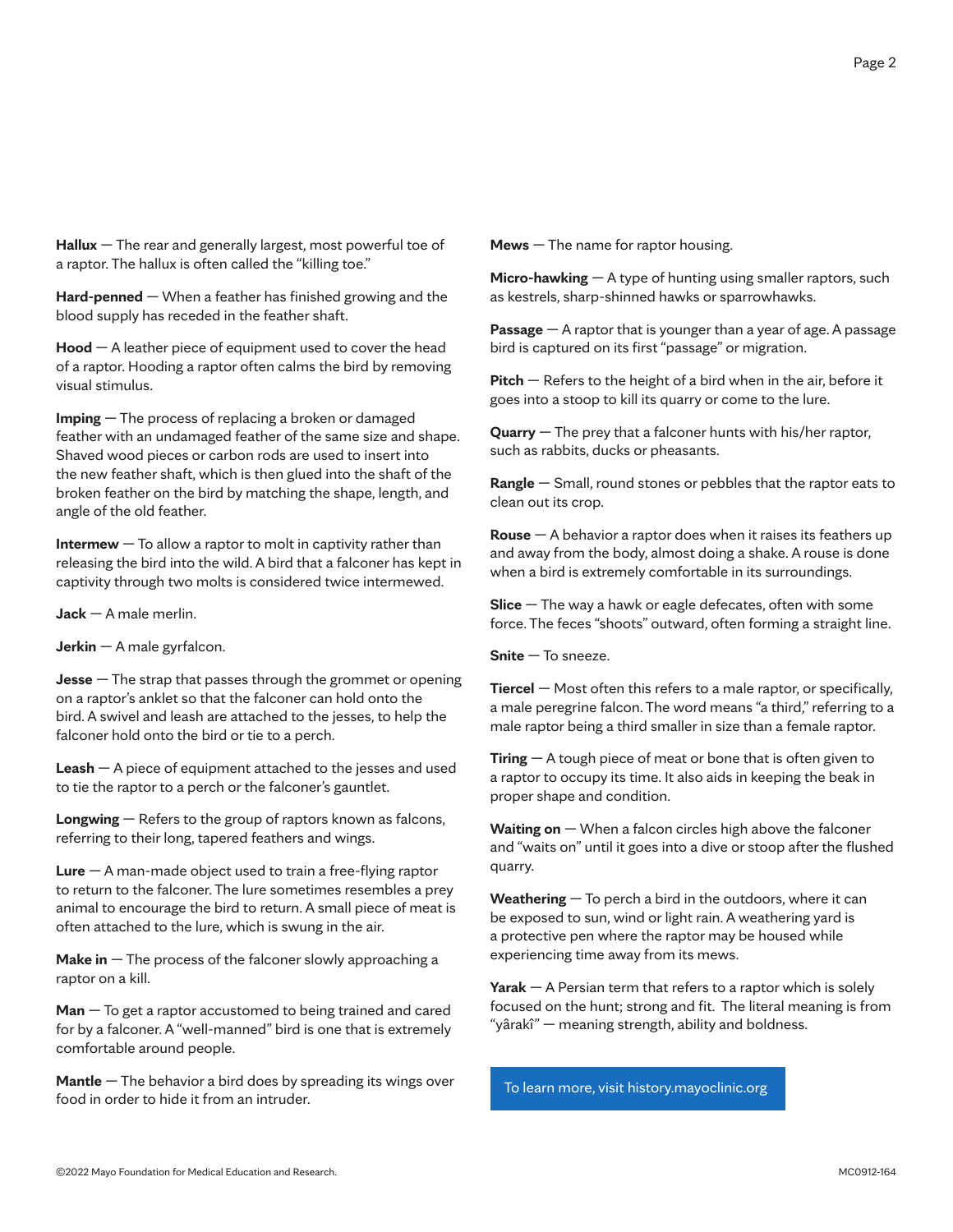**Hallux** — The rear and generally largest, most powerful toe of a raptor. The hallux is often called the "killing toe."

**Hard-penned** — When a feather has finished growing and the blood supply has receded in the feather shaft.

**Hood** — A leather piece of equipment used to cover the head of a raptor. Hooding a raptor often calms the bird by removing visual stimulus.

**Imping** — The process of replacing a broken or damaged feather with an undamaged feather of the same size and shape. Shaved wood pieces or carbon rods are used to insert into the new feather shaft, which is then glued into the shaft of the broken feather on the bird by matching the shape, length, and angle of the old feather.

**Intermew** — To allow a raptor to molt in captivity rather than releasing the bird into the wild. A bird that a falconer has kept in captivity through two molts is considered twice intermewed.

**Jack** — A male merlin.

**Jerkin** — A male gyrfalcon.

**Jesse** — The strap that passes through the grommet or opening on a raptor's anklet so that the falconer can hold onto the bird. A swivel and leash are attached to the jesses, to help the falconer hold onto the bird or tie to a perch.

**Leash** — A piece of equipment attached to the jesses and used to tie the raptor to a perch or the falconer's gauntlet.

**Longwing** — Refers to the group of raptors known as falcons, referring to their long, tapered feathers and wings.

**Lure** — A man-made object used to train a free-flying raptor to return to the falconer. The lure sometimes resembles a prey animal to encourage the bird to return. A small piece of meat is often attached to the lure, which is swung in the air.

**Make in** — The process of the falconer slowly approaching a raptor on a kill.

**Man** — To get a raptor accustomed to being trained and cared for by a falconer. A "well-manned" bird is one that is extremely comfortable around people.

**Mantle** — The behavior a bird does by spreading its wings over food in order to hide it from an intruder.

**Mews** — The name for raptor housing.

**Micro-hawking** — A type of hunting using smaller raptors, such as kestrels, sharp-shinned hawks or sparrowhawks.

**Passage** — A raptor that is younger than a year of age. A passage bird is captured on its first "passage" or migration.

**Pitch** — Refers to the height of a bird when in the air, before it goes into a stoop to kill its quarry or come to the lure.

**Quarry** — The prey that a falconer hunts with his/her raptor, such as rabbits, ducks or pheasants.

**Rangle** — Small, round stones or pebbles that the raptor eats to clean out its crop.

**Rouse** — A behavior a raptor does when it raises its feathers up and away from the body, almost doing a shake. A rouse is done when a bird is extremely comfortable in its surroundings.

**Slice** — The way a hawk or eagle defecates, often with some force. The feces "shoots" outward, often forming a straight line.

**Snite** — To sneeze.

**Tiercel** — Most often this refers to a male raptor, or specifically, a male peregrine falcon. The word means "a third," referring to a male raptor being a third smaller in size than a female raptor.

**Tiring** — A tough piece of meat or bone that is often given to a raptor to occupy its time. It also aids in keeping the beak in proper shape and condition.

**Waiting on** — When a falcon circles high above the falconer and "waits on" until it goes into a dive or stoop after the flushed quarry.

**Weathering** — To perch a bird in the outdoors, where it can be exposed to sun, wind or light rain. A weathering yard is a protective pen where the raptor may be housed while experiencing time away from its mews.

**Yarak** — A Persian term that refers to a raptor which is solely focused on the hunt; strong and fit. The literal meaning is from "yârakî" — meaning strength, ability and boldness.

To learn more, visit history.mayoclinic.org

©2022 Mayo Foundation for Medical Education and Research. MC0912-164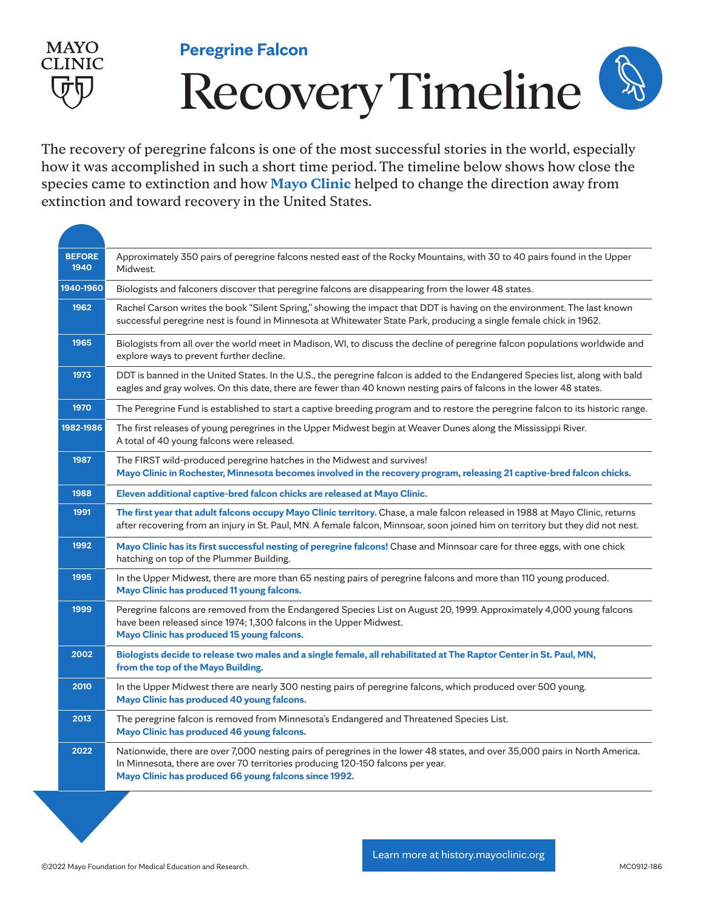MAYO CLINIC

## Peregrine Falcon

# Recovery Timeline

The recovery of peregrine falcons is one of the most successful stories in the world, especially how it was accomplished in such a short time period. The timeline below shows how close the species came to extinction and how **Mayo Clinic** helped to change the direction away from extinction and toward recovery in the United States.

| | |
|---|---|
| **BEFORE 1940** | Approximately 350 pairs of peregrine falcons nested east of the Rocky Mountains, with 30 to 40 pairs found in the Upper Midwest. |
| **1940-1960** | Biologists and falconers discover that peregrine falcons are disappearing from the lower 48 states. |
| **1962** | Rachel Carson writes the book "Silent Spring," showing the impact that DDT is having on the environment. The last known successful peregrine nest is found in Minnesota at Whitewater State Park, producing a single female chick in 1962. |
| **1965** | Biologists from all over the world meet in Madison, WI, to discuss the decline of peregrine falcon populations worldwide and explore ways to prevent further decline. |
| **1973** | DDT is banned in the United States. In the U.S., the peregrine falcon is added to the Endangered Species list, along with bald eagles and gray wolves. On this date, there are fewer than 40 known nesting pairs of falcons in the lower 48 states. |
| **1970** | The Peregrine Fund is established to start a captive breeding program and to restore the peregrine falcon to its historic range. |
| **1982-1986** | The first releases of young peregrines in the Upper Midwest begin at Weaver Dunes along the Mississippi River. A total of 40 young falcons were released. |
| **1987** | The FIRST wild-produced peregrine hatches in the Midwest and survives! **Mayo Clinic in Rochester, Minnesota becomes involved in the recovery program, releasing 21 captive-bred falcon chicks.** |
| **1988** | **Eleven additional captive-bred falcon chicks are released at Mayo Clinic.** |
| **1991** | **The first year that adult falcons occupy Mayo Clinic territory.** Chase, a male falcon released in 1988 at Mayo Clinic, returns after recovering from an injury in St. Paul, MN. A female falcon, Minnsoar, soon joined him on territory but they did not nest. |
| **1992** | **Mayo Clinic has its first successful nesting of peregrine falcons!** Chase and Minnsoar care for three eggs, with one chick hatching on top of the Plummer Building. |
| **1995** | In the Upper Midwest, there are more than 65 nesting pairs of peregrine falcons and more than 110 young produced. **Mayo Clinic has produced 11 young falcons.** |
| **1999** | Peregrine falcons are removed from the Endangered Species List on August 20, 1999. Approximately 4,000 young falcons have been released since 1974; 1,300 falcons in the Upper Midwest. **Mayo Clinic has produced 15 young falcons.** |
| **2002** | **Biologists decide to release two males and a single female, all rehabilitated at The Raptor Center in St. Paul, MN, from the top of the Mayo Building.** |
| **2010** | In the Upper Midwest there are nearly 300 nesting pairs of peregrine falcons, which produced over 500 young. **Mayo Clinic has produced 40 young falcons.** |
| **2013** | The peregrine falcon is removed from Minnesota's Endangered and Threatened Species List. **Mayo Clinic has produced 46 young falcons.** |
| **2022** | Nationwide, there are over 7,000 nesting pairs of peregrines in the lower 48 states, and over 35,000 pairs in North America. In Minnesota, there are over 70 territories producing 120-150 falcons per year. **Mayo Clinic has produced 66 young falcons since 1992.** |

Learn more at history.mayoclinic.org

©2022 Mayo Foundation for Medical Education and Research.

MC0912-186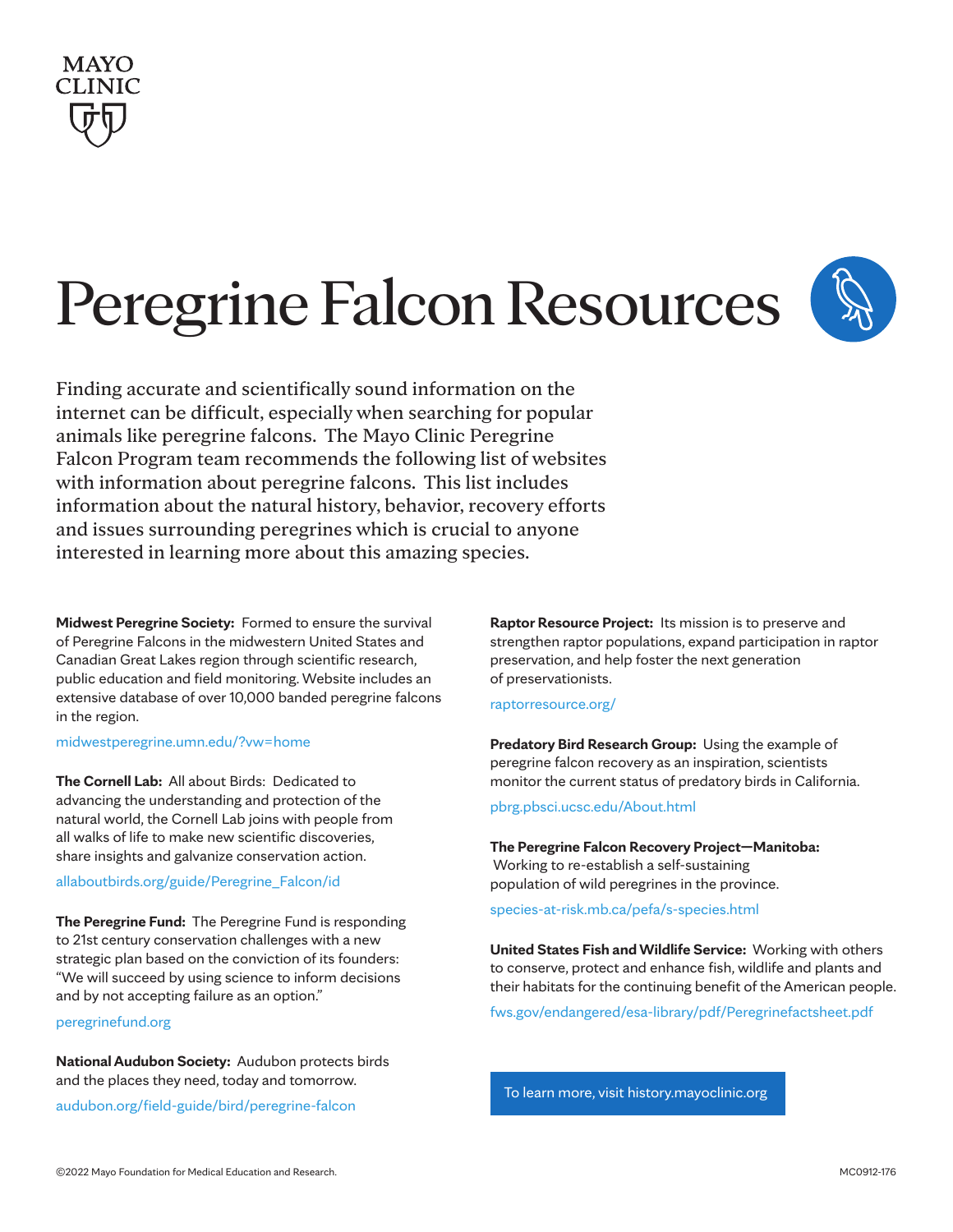MAYO CLINIC

# Peregrine Falcon Resources

Finding accurate and scientifically sound information on the internet can be difficult, especially when searching for popular animals like peregrine falcons. The Mayo Clinic Peregrine Falcon Program team recommends the following list of websites with information about peregrine falcons. This list includes information about the natural history, behavior, recovery efforts and issues surrounding peregrines which is crucial to anyone interested in learning more about this amazing species.

**Midwest Peregrine Society:** Formed to ensure the survival of Peregrine Falcons in the midwestern United States and Canadian Great Lakes region through scientific research, public education and field monitoring. Website includes an extensive database of over 10,000 banded peregrine falcons in the region.

midwestperegrine.umn.edu/?vw=home

**The Cornell Lab:** All about Birds: Dedicated to advancing the understanding and protection of the natural world, the Cornell Lab joins with people from all walks of life to make new scientific discoveries, share insights and galvanize conservation action.

allaboutbirds.org/guide/Peregrine_Falcon/id

**The Peregrine Fund:** The Peregrine Fund is responding to 21st century conservation challenges with a new strategic plan based on the conviction of its founders: "We will succeed by using science to inform decisions and by not accepting failure as an option."

peregrinefund.org

**National Audubon Society:** Audubon protects birds and the places they need, today and tomorrow.

audubon.org/field-guide/bird/peregrine-falcon

**Raptor Resource Project:** Its mission is to preserve and strengthen raptor populations, expand participation in raptor preservation, and help foster the next generation of preservationists.

raptorresource.org/

**Predatory Bird Research Group:** Using the example of peregrine falcon recovery as an inspiration, scientists monitor the current status of predatory birds in California.

pbrg.pbsci.ucsc.edu/About.html

**The Peregrine Falcon Recovery Project—Manitoba:** Working to re-establish a self-sustaining population of wild peregrines in the province.

species-at-risk.mb.ca/pefa/s-species.html

**United States Fish and Wildlife Service:** Working with others to conserve, protect and enhance fish, wildlife and plants and their habitats for the continuing benefit of the American people.

fws.gov/endangered/esa-library/pdf/Peregrinefactsheet.pdf

To learn more, visit history.mayoclinic.org

©2022 Mayo Foundation for Medical Education and Research.

MC0912-176